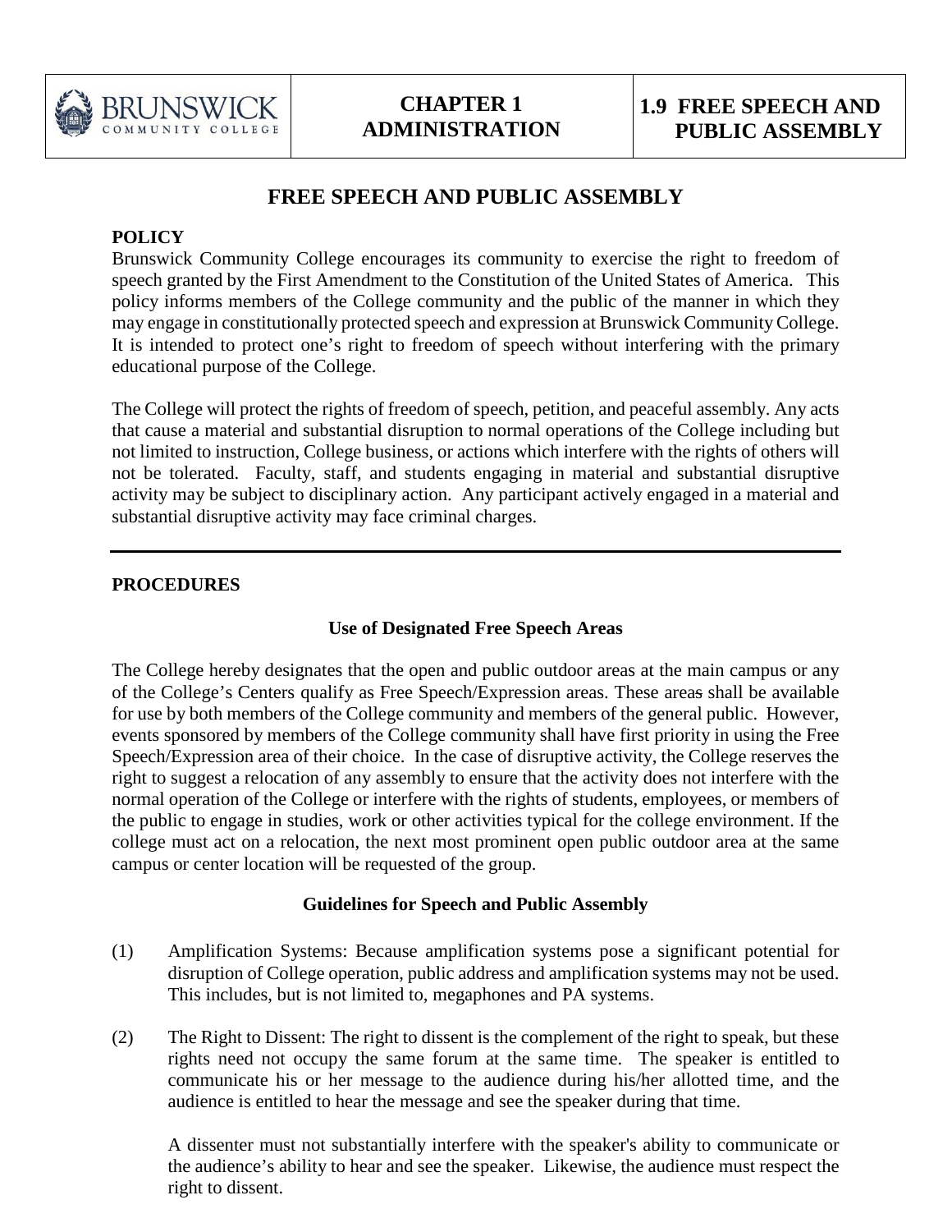# FREE SPEECH AND PUBLIC ASSEMBLY

**POLICY**

Brunswick Community College encourages its community to exercise the right to freedom of speech granted by the First Amendment to the Constitution of the United States of America. This policy informs members of the College community and the public of the manner in which they may engage in constitutionally protected speech and expression at Brunswick Community College. It is intended to protect one's right to freedom of speech without interfering with the primary educational purpose of the College.

The College will protect the rights of freedom of speech, petition, and peaceful assembly. Any acts that cause a material and substantial disruption to normal operations of the College including but not limited to instruction, College business, or actions which interfere with the rights of others will not be tolerated. Faculty, staff, and students engaging in material and substantial disruptive activity may be subject to disciplinary action. Any participant actively engaged in a material and substantial disruptive activity may face criminal charges.

---

**PROCEDURES**

**Use of Designated Free Speech Areas**

The College hereby designates that the open and public outdoor areas at the main campus or any of the College's Centers qualify as Free Speech/Expression areas. These areas shall be available for use by both members of the College community and members of the general public. However, events sponsored by members of the College community shall have first priority in using the Free Speech/Expression area of their choice. In the case of disruptive activity, the College reserves the right to suggest a relocation of any assembly to ensure that the activity does not interfere with the normal operation of the College or interfere with the rights of students, employees, or members of the public to engage in studies, work or other activities typical for the college environment. If the college must act on a relocation, the next most prominent open public outdoor area at the same campus or center location will be requested of the group.

**Guidelines for Speech and Public Assembly**

(1) Amplification Systems: Because amplification systems pose a significant potential for disruption of College operation, public address and amplification systems may not be used. This includes, but is not limited to, megaphones and PA systems.

(2) The Right to Dissent: The right to dissent is the complement of the right to speak, but these rights need not occupy the same forum at the same time. The speaker is entitled to communicate his or her message to the audience during his/her allotted time, and the audience is entitled to hear the message and see the speaker during that time.

A dissenter must not substantially interfere with the speaker's ability to communicate or the audience's ability to hear and see the speaker. Likewise, the audience must respect the right to dissent.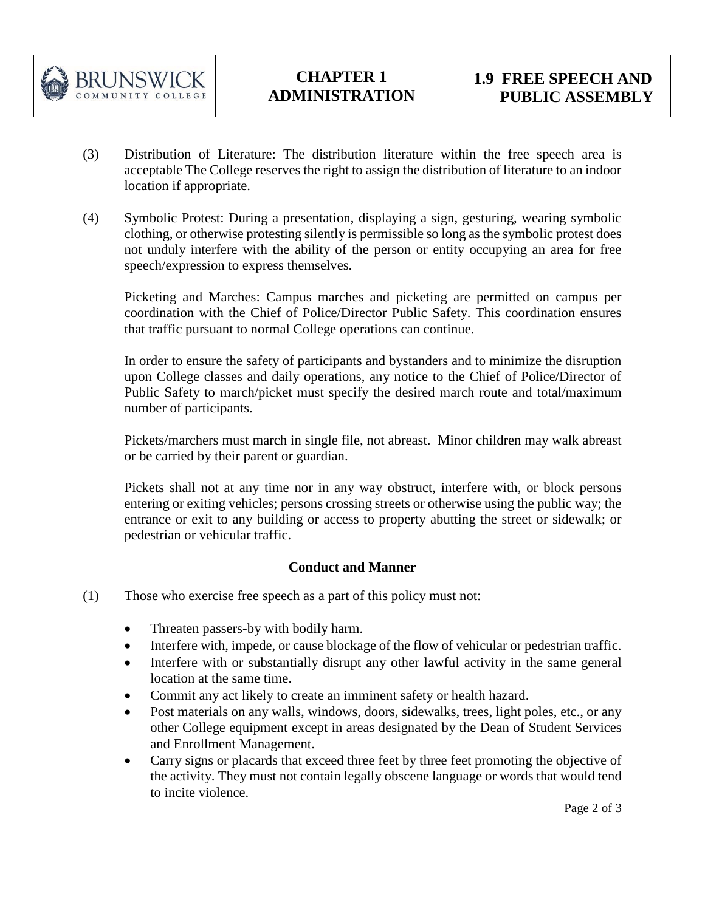(3) Distribution of Literature: The distribution literature within the free speech area is acceptable The College reserves the right to assign the distribution of literature to an indoor location if appropriate.

(4) Symbolic Protest: During a presentation, displaying a sign, gesturing, wearing symbolic clothing, or otherwise protesting silently is permissible so long as the symbolic protest does not unduly interfere with the ability of the person or entity occupying an area for free speech/expression to express themselves.

Picketing and Marches: Campus marches and picketing are permitted on campus per coordination with the Chief of Police/Director Public Safety. This coordination ensures that traffic pursuant to normal College operations can continue.

In order to ensure the safety of participants and bystanders and to minimize the disruption upon College classes and daily operations, any notice to the Chief of Police/Director of Public Safety to march/picket must specify the desired march route and total/maximum number of participants.

Pickets/marchers must march in single file, not abreast. Minor children may walk abreast or be carried by their parent or guardian.

Pickets shall not at any time nor in any way obstruct, interfere with, or block persons entering or exiting vehicles; persons crossing streets or otherwise using the public way; the entrance or exit to any building or access to property abutting the street or sidewalk; or pedestrian or vehicular traffic.

**Conduct and Manner**

(1) Those who exercise free speech as a part of this policy must not:

- Threaten passers-by with bodily harm.
- Interfere with, impede, or cause blockage of the flow of vehicular or pedestrian traffic.
- Interfere with or substantially disrupt any other lawful activity in the same general location at the same time.
- Commit any act likely to create an imminent safety or health hazard.
- Post materials on any walls, windows, doors, sidewalks, trees, light poles, etc., or any other College equipment except in areas designated by the Dean of Student Services and Enrollment Management.
- Carry signs or placards that exceed three feet by three feet promoting the objective of the activity. They must not contain legally obscene language or words that would tend to incite violence.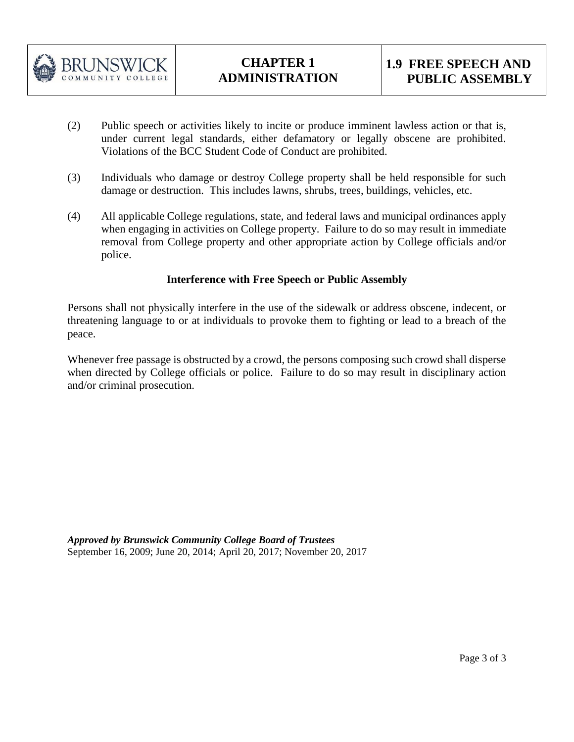(2) Public speech or activities likely to incite or produce imminent lawless action or that is, under current legal standards, either defamatory or legally obscene are prohibited. Violations of the BCC Student Code of Conduct are prohibited.

(3) Individuals who damage or destroy College property shall be held responsible for such damage or destruction. This includes lawns, shrubs, trees, buildings, vehicles, etc.

(4) All applicable College regulations, state, and federal laws and municipal ordinances apply when engaging in activities on College property. Failure to do so may result in immediate removal from College property and other appropriate action by College officials and/or police.

**Interference with Free Speech or Public Assembly**

Persons shall not physically interfere in the use of the sidewalk or address obscene, indecent, or threatening language to or at individuals to provoke them to fighting or lead to a breach of the peace.

Whenever free passage is obstructed by a crowd, the persons composing such crowd shall disperse when directed by College officials or police. Failure to do so may result in disciplinary action and/or criminal prosecution.

***Approved by Brunswick Community College Board of Trustees***
September 16, 2009; June 20, 2014; April 20, 2017; November 20, 2017